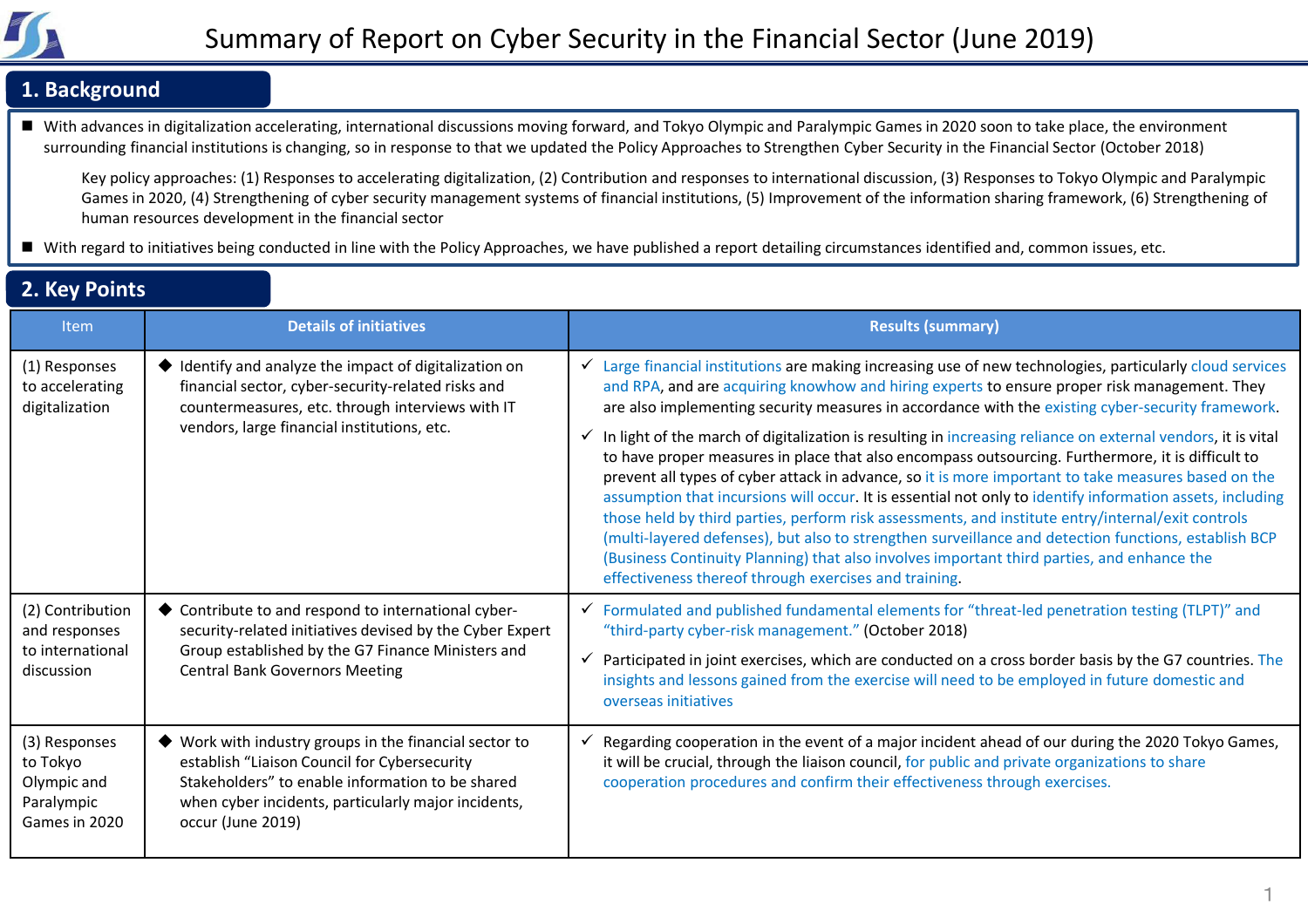# Summary of Report on Cyber Security in the Financial Sector (June 2019)

## 1. Background

- With advances in digitalization accelerating, international discussions moving forward, and Tokyo Olympic and Paralympic Games in 2020 soon to take place, the environment surrounding financial institutions is changing, so in response to that we updated the Policy Approaches to Strengthen Cyber Security in the Financial Sector (October 2018)

  Key policy approaches: (1) Responses to accelerating digitalization, (2) Contribution and responses to international discussion, (3) Responses to Tokyo Olympic and Paralympic Games in 2020, (4) Strengthening of cyber security management systems of financial institutions, (5) Improvement of the information sharing framework, (6) Strengthening of human resources development in the financial sector

- With regard to initiatives being conducted in line with the Policy Approaches, we have published a report detailing circumstances identified and, common issues, etc.

## 2. Key Points

| Item | Details of initiatives | Results (summary) |
|---|---|---|
| (1) Responses to accelerating digitalization | ◆ Identify and analyze the impact of digitalization on financial sector, cyber-security-related risks and countermeasures, etc. through interviews with IT vendors, large financial institutions, etc. | ✓ Large financial institutions are making increasing use of new technologies, particularly cloud services and RPA, and are acquiring knowhow and hiring experts to ensure proper risk management. They are also implementing security measures in accordance with the existing cyber-security framework.<br>✓ In light of the march of digitalization is resulting in increasing reliance on external vendors, it is vital to have proper measures in place that also encompass outsourcing. Furthermore, it is difficult to prevent all types of cyber attack in advance, so it is more important to take measures based on the assumption that incursions will occur. It is essential not only to identify information assets, including those held by third parties, perform risk assessments, and institute entry/internal/exit controls (multi-layered defenses), but also to strengthen surveillance and detection functions, establish BCP (Business Continuity Planning) that also involves important third parties, and enhance the effectiveness thereof through exercises and training. |
| (2) Contribution and responses to international discussion | ◆ Contribute to and respond to international cyber-security-related initiatives devised by the Cyber Expert Group established by the G7 Finance Ministers and Central Bank Governors Meeting | ✓ Formulated and published fundamental elements for "threat-led penetration testing (TLPT)" and "third-party cyber-risk management." (October 2018)<br>✓ Participated in joint exercises, which are conducted on a cross border basis by the G7 countries. The insights and lessons gained from the exercise will need to be employed in future domestic and overseas initiatives |
| (3) Responses to Tokyo Olympic and Paralympic Games in 2020 | ◆ Work with industry groups in the financial sector to establish "Liaison Council for Cybersecurity Stakeholders" to enable information to be shared when cyber incidents, particularly major incidents, occur (June 2019) | ✓ Regarding cooperation in the event of a major incident ahead of our during the 2020 Tokyo Games, it will be crucial, through the liaison council, for public and private organizations to share cooperation procedures and confirm their effectiveness through exercises. |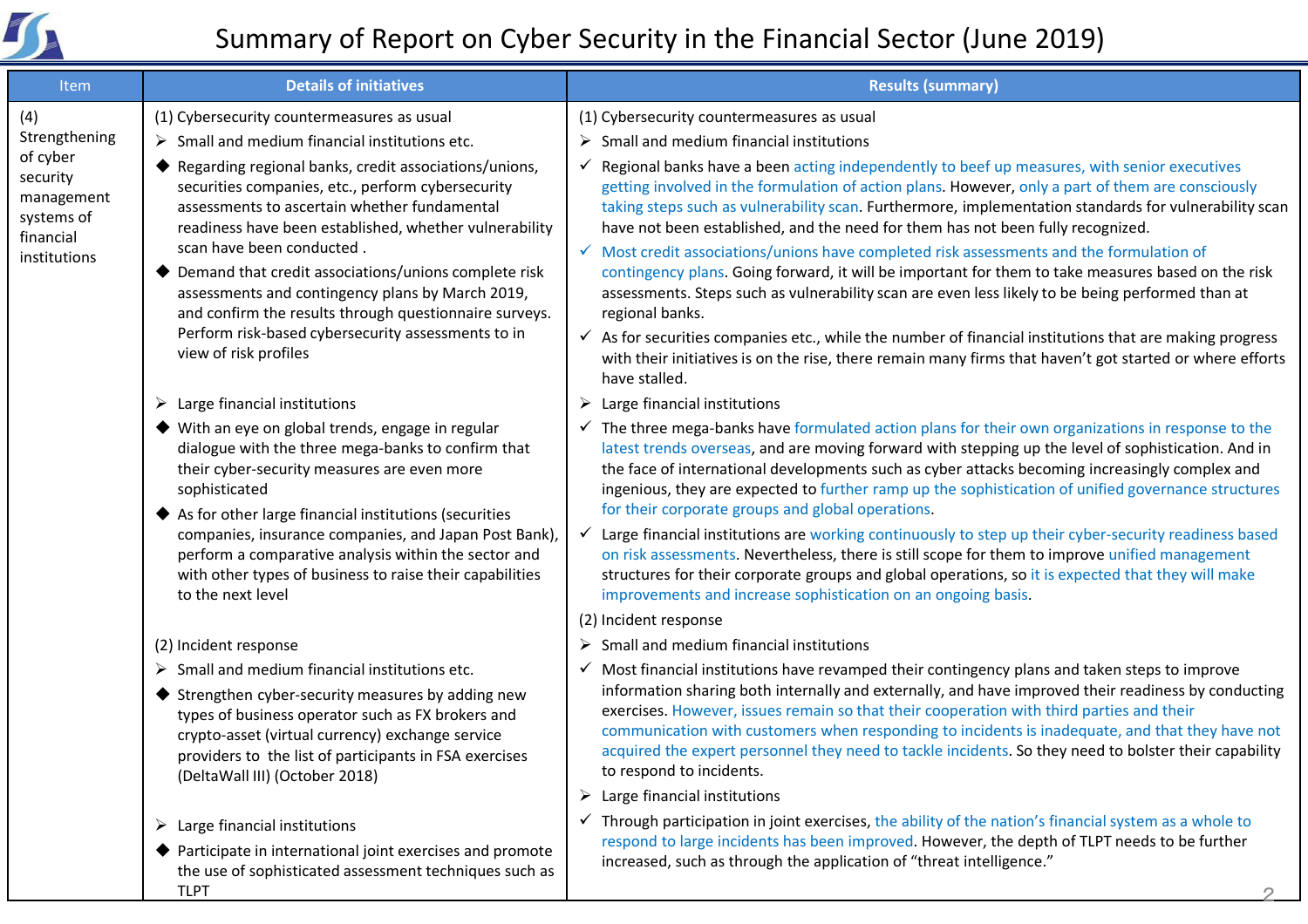# Summary of Report on Cyber Security in the Financial Sector (June 2019)

| Item | Details of initiatives | Results (summary) |
|---|---|---|
| (4) Strengthening of cyber security management systems of financial institutions | (1) Cybersecurity countermeasures as usual<br>➢ Small and medium financial institutions etc.<br>◆ Regarding regional banks, credit associations/unions, securities companies, etc., perform cybersecurity assessments to ascertain whether fundamental readiness have been established, whether vulnerability scan have been conducted .<br>◆ Demand that credit associations/unions complete risk assessments and contingency plans by March 2019, and confirm the results through questionnaire surveys. Perform risk-based cybersecurity assessments to in view of risk profiles<br><br>➢ Large financial institutions<br>◆ With an eye on global trends, engage in regular dialogue with the three mega-banks to confirm that their cyber-security measures are even more sophisticated<br>◆ As for other large financial institutions (securities companies, insurance companies, and Japan Post Bank), perform a comparative analysis within the sector and with other types of business to raise their capabilities to the next level<br><br>(2) Incident response<br>➢ Small and medium financial institutions etc.<br>◆ Strengthen cyber-security measures by adding new types of business operator such as FX brokers and crypto-asset (virtual currency) exchange service providers to the list of participants in FSA exercises (DeltaWall III) (October 2018)<br><br>➢ Large financial institutions<br>◆ Participate in international joint exercises and promote the use of sophisticated assessment techniques such as TLPT | (1) Cybersecurity countermeasures as usual<br>➢ Small and medium financial institutions<br>✓ Regional banks have a been acting independently to beef up measures, with senior executives getting involved in the formulation of action plans. However, only a part of them are consciously taking steps such as vulnerability scan. Furthermore, implementation standards for vulnerability scan have not been established, and the need for them has not been fully recognized.<br>✓ Most credit associations/unions have completed risk assessments and the formulation of contingency plans. Going forward, it will be important for them to take measures based on the risk assessments. Steps such as vulnerability scan are even less likely to be being performed than at regional banks.<br>✓ As for securities companies etc., while the number of financial institutions that are making progress with their initiatives is on the rise, there remain many firms that haven't got started or where efforts have stalled.<br>➢ Large financial institutions<br>✓ The three mega-banks have formulated action plans for their own organizations in response to the latest trends overseas, and are moving forward with stepping up the level of sophistication. And in the face of international developments such as cyber attacks becoming increasingly complex and ingenious, they are expected to further ramp up the sophistication of unified governance structures for their corporate groups and global operations.<br>✓ Large financial institutions are working continuously to step up their cyber-security readiness based on risk assessments. Nevertheless, there is still scope for them to improve unified management structures for their corporate groups and global operations, so it is expected that they will make improvements and increase sophistication on an ongoing basis.<br>(2) Incident response<br>➢ Small and medium financial institutions<br>✓ Most financial institutions have revamped their contingency plans and taken steps to improve information sharing both internally and externally, and have improved their readiness by conducting exercises. However, issues remain so that their cooperation with third parties and their communication with customers when responding to incidents is inadequate, and that they have not acquired the expert personnel they need to tackle incidents. So they need to bolster their capability to respond to incidents.<br>➢ Large financial institutions<br>✓ Through participation in joint exercises, the ability of the nation's financial system as a whole to respond to large incidents has been improved. However, the depth of TLPT needs to be further increased, such as through the application of "threat intelligence." |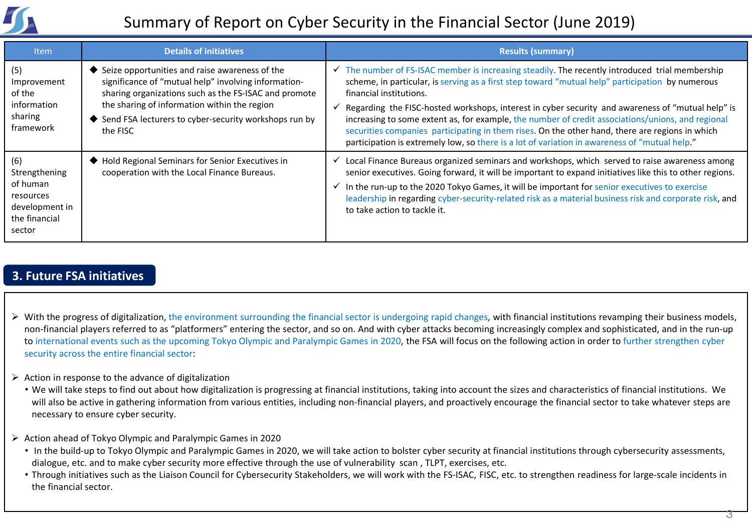# Summary of Report on Cyber Security in the Financial Sector (June 2019)

| Item | Details of initiatives | Results (summary) |
|---|---|---|
| (5) Improvement of the information sharing framework | ◆ Seize opportunities and raise awareness of the significance of "mutual help" involving information-sharing organizations such as the FS-ISAC and promote the sharing of information within the region<br>◆ Send FSA lecturers to cyber-security workshops run by the FISC | ✓ The number of FS-ISAC member is increasing steadily. The recently introduced trial membership scheme, in particular, is serving as a first step toward "mutual help" participation by numerous financial institutions.<br>✓ Regarding the FISC-hosted workshops, interest in cyber security and awareness of "mutual help" is increasing to some extent as, for example, the number of credit associations/unions, and regional securities companies participating in them rises. On the other hand, there are regions in which participation is extremely low, so there is a lot of variation in awareness of "mutual help." |
| (6) Strengthening of human resources development in the financial sector | ◆ Hold Regional Seminars for Senior Executives in cooperation with the Local Finance Bureaus. | ✓ Local Finance Bureaus organized seminars and workshops, which served to raise awareness among senior executives. Going forward, it will be important to expand initiatives like this to other regions.<br>✓ In the run-up to the 2020 Tokyo Games, it will be important for senior executives to exercise leadership in regarding cyber-security-related risk as a material business risk and corporate risk, and to take action to tackle it. |

## 3. Future FSA initiatives

- With the progress of digitalization, the environment surrounding the financial sector is undergoing rapid changes, with financial institutions revamping their business models, non-financial players referred to as "platformers" entering the sector, and so on. And with cyber attacks becoming increasingly complex and sophisticated, and in the run-up to international events such as the upcoming Tokyo Olympic and Paralympic Games in 2020, the FSA will focus on the following action in order to further strengthen cyber security across the entire financial sector:

- Action in response to the advance of digitalization
  - We will take steps to find out about how digitalization is progressing at financial institutions, taking into account the sizes and characteristics of financial institutions. We will also be active in gathering information from various entities, including non-financial players, and proactively encourage the financial sector to take whatever steps are necessary to ensure cyber security.

- Action ahead of Tokyo Olympic and Paralympic Games in 2020
  - In the build-up to Tokyo Olympic and Paralympic Games in 2020, we will take action to bolster cyber security at financial institutions through cybersecurity assessments, dialogue, etc. and to make cyber security more effective through the use of vulnerability scan , TLPT, exercises, etc.
  - Through initiatives such as the Liaison Council for Cybersecurity Stakeholders, we will work with the FS-ISAC, FISC, etc. to strengthen readiness for large-scale incidents in the financial sector.